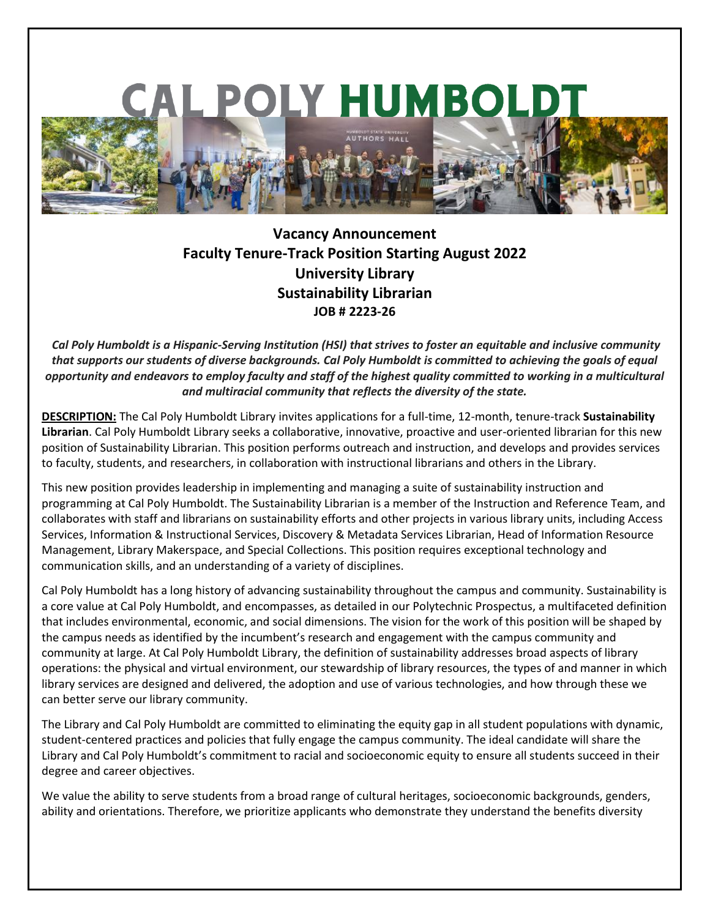# CAL POLY HUMBOLDT

## Vacancy Announcement
## Faculty Tenure-Track Position Starting August 2022
## University Library
## Sustainability Librarian
**JOB # 2223-26**

*Cal Poly Humboldt is a Hispanic-Serving Institution (HSI) that strives to foster an equitable and inclusive community that supports our students of diverse backgrounds. Cal Poly Humboldt is committed to achieving the goals of equal opportunity and endeavors to employ faculty and staff of the highest quality committed to working in a multicultural and multiracial community that reflects the diversity of the state.*

**DESCRIPTION:** The Cal Poly Humboldt Library invites applications for a full-time, 12-month, tenure-track **Sustainability Librarian**. Cal Poly Humboldt Library seeks a collaborative, innovative, proactive and user-oriented librarian for this new position of Sustainability Librarian. This position performs outreach and instruction, and develops and provides services to faculty, students, and researchers, in collaboration with instructional librarians and others in the Library.

This new position provides leadership in implementing and managing a suite of sustainability instruction and programming at Cal Poly Humboldt. The Sustainability Librarian is a member of the Instruction and Reference Team, and collaborates with staff and librarians on sustainability efforts and other projects in various library units, including Access Services, Information & Instructional Services, Discovery & Metadata Services Librarian, Head of Information Resource Management, Library Makerspace, and Special Collections. This position requires exceptional technology and communication skills, and an understanding of a variety of disciplines.

Cal Poly Humboldt has a long history of advancing sustainability throughout the campus and community. Sustainability is a core value at Cal Poly Humboldt, and encompasses, as detailed in our Polytechnic Prospectus, a multifaceted definition that includes environmental, economic, and social dimensions. The vision for the work of this position will be shaped by the campus needs as identified by the incumbent's research and engagement with the campus community and community at large. At Cal Poly Humboldt Library, the definition of sustainability addresses broad aspects of library operations: the physical and virtual environment, our stewardship of library resources, the types of and manner in which library services are designed and delivered, the adoption and use of various technologies, and how through these we can better serve our library community.

The Library and Cal Poly Humboldt are committed to eliminating the equity gap in all student populations with dynamic, student-centered practices and policies that fully engage the campus community. The ideal candidate will share the Library and Cal Poly Humboldt's commitment to racial and socioeconomic equity to ensure all students succeed in their degree and career objectives.

We value the ability to serve students from a broad range of cultural heritages, socioeconomic backgrounds, genders, ability and orientations. Therefore, we prioritize applicants who demonstrate they understand the benefits diversity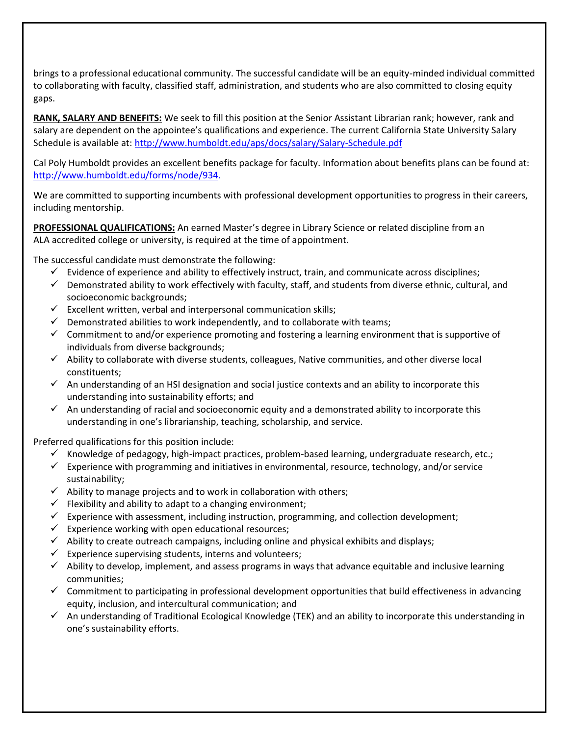brings to a professional educational community. The successful candidate will be an equity-minded individual committed to collaborating with faculty, classified staff, administration, and students who are also committed to closing equity gaps.

**RANK, SALARY AND BENEFITS:** We seek to fill this position at the Senior Assistant Librarian rank; however, rank and salary are dependent on the appointee's qualifications and experience. The current California State University Salary Schedule is available at: http://www.humboldt.edu/aps/docs/salary/Salary-Schedule.pdf

Cal Poly Humboldt provides an excellent benefits package for faculty. Information about benefits plans can be found at: http://www.humboldt.edu/forms/node/934.

We are committed to supporting incumbents with professional development opportunities to progress in their careers, including mentorship.

**PROFESSIONAL QUALIFICATIONS:** An earned Master's degree in Library Science or related discipline from an ALA accredited college or university, is required at the time of appointment.

The successful candidate must demonstrate the following:

- ✓ Evidence of experience and ability to effectively instruct, train, and communicate across disciplines;
- ✓ Demonstrated ability to work effectively with faculty, staff, and students from diverse ethnic, cultural, and socioeconomic backgrounds;
- ✓ Excellent written, verbal and interpersonal communication skills;
- ✓ Demonstrated abilities to work independently, and to collaborate with teams;
- ✓ Commitment to and/or experience promoting and fostering a learning environment that is supportive of individuals from diverse backgrounds;
- ✓ Ability to collaborate with diverse students, colleagues, Native communities, and other diverse local constituents;
- ✓ An understanding of an HSI designation and social justice contexts and an ability to incorporate this understanding into sustainability efforts; and
- ✓ An understanding of racial and socioeconomic equity and a demonstrated ability to incorporate this understanding in one's librarianship, teaching, scholarship, and service.

Preferred qualifications for this position include:

- ✓ Knowledge of pedagogy, high-impact practices, problem-based learning, undergraduate research, etc.;
- ✓ Experience with programming and initiatives in environmental, resource, technology, and/or service sustainability;
- ✓ Ability to manage projects and to work in collaboration with others;
- ✓ Flexibility and ability to adapt to a changing environment;
- ✓ Experience with assessment, including instruction, programming, and collection development;
- ✓ Experience working with open educational resources;
- ✓ Ability to create outreach campaigns, including online and physical exhibits and displays;
- ✓ Experience supervising students, interns and volunteers;
- ✓ Ability to develop, implement, and assess programs in ways that advance equitable and inclusive learning communities;
- ✓ Commitment to participating in professional development opportunities that build effectiveness in advancing equity, inclusion, and intercultural communication; and
- ✓ An understanding of Traditional Ecological Knowledge (TEK) and an ability to incorporate this understanding in one's sustainability efforts.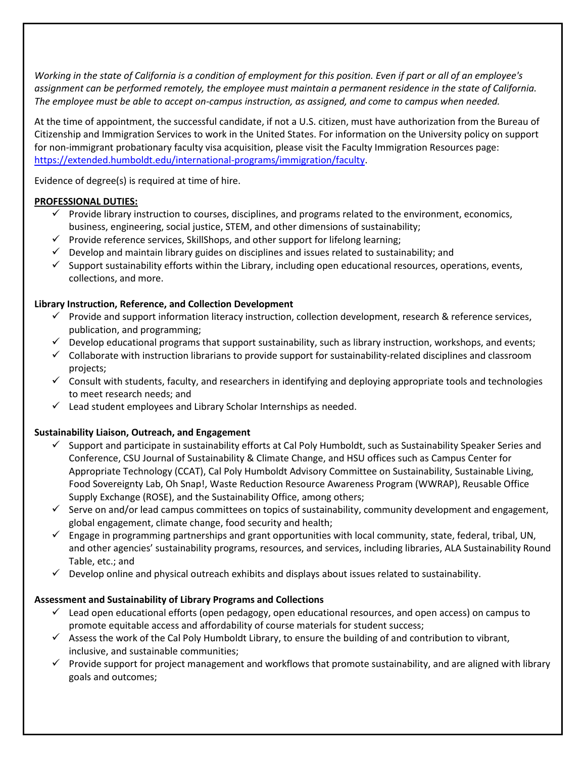*Working in the state of California is a condition of employment for this position. Even if part or all of an employee's assignment can be performed remotely, the employee must maintain a permanent residence in the state of California. The employee must be able to accept on-campus instruction, as assigned, and come to campus when needed.*

At the time of appointment, the successful candidate, if not a U.S. citizen, must have authorization from the Bureau of Citizenship and Immigration Services to work in the United States. For information on the University policy on support for non-immigrant probationary faculty visa acquisition, please visit the Faculty Immigration Resources page: [https://extended.humboldt.edu/international-programs/immigration/faculty](https://extended.humboldt.edu/international-programs/immigration/faculty).

Evidence of degree(s) is required at time of hire.

**PROFESSIONAL DUTIES:**

- ✓ Provide library instruction to courses, disciplines, and programs related to the environment, economics, business, engineering, social justice, STEM, and other dimensions of sustainability;
- ✓ Provide reference services, SkillShops, and other support for lifelong learning;
- ✓ Develop and maintain library guides on disciplines and issues related to sustainability; and
- ✓ Support sustainability efforts within the Library, including open educational resources, operations, events, collections, and more.

**Library Instruction, Reference, and Collection Development**

- ✓ Provide and support information literacy instruction, collection development, research & reference services, publication, and programming;
- ✓ Develop educational programs that support sustainability, such as library instruction, workshops, and events;
- ✓ Collaborate with instruction librarians to provide support for sustainability-related disciplines and classroom projects;
- ✓ Consult with students, faculty, and researchers in identifying and deploying appropriate tools and technologies to meet research needs; and
- ✓ Lead student employees and Library Scholar Internships as needed.

**Sustainability Liaison, Outreach, and Engagement**

- ✓ Support and participate in sustainability efforts at Cal Poly Humboldt, such as Sustainability Speaker Series and Conference, CSU Journal of Sustainability & Climate Change, and HSU offices such as Campus Center for Appropriate Technology (CCAT), Cal Poly Humboldt Advisory Committee on Sustainability, Sustainable Living, Food Sovereignty Lab, Oh Snap!, Waste Reduction Resource Awareness Program (WWRAP), Reusable Office Supply Exchange (ROSE), and the Sustainability Office, among others;
- ✓ Serve on and/or lead campus committees on topics of sustainability, community development and engagement, global engagement, climate change, food security and health;
- ✓ Engage in programming partnerships and grant opportunities with local community, state, federal, tribal, UN, and other agencies' sustainability programs, resources, and services, including libraries, ALA Sustainability Round Table, etc.; and
- ✓ Develop online and physical outreach exhibits and displays about issues related to sustainability.

**Assessment and Sustainability of Library Programs and Collections**

- ✓ Lead open educational efforts (open pedagogy, open educational resources, and open access) on campus to promote equitable access and affordability of course materials for student success;
- ✓ Assess the work of the Cal Poly Humboldt Library, to ensure the building of and contribution to vibrant, inclusive, and sustainable communities;
- ✓ Provide support for project management and workflows that promote sustainability, and are aligned with library goals and outcomes;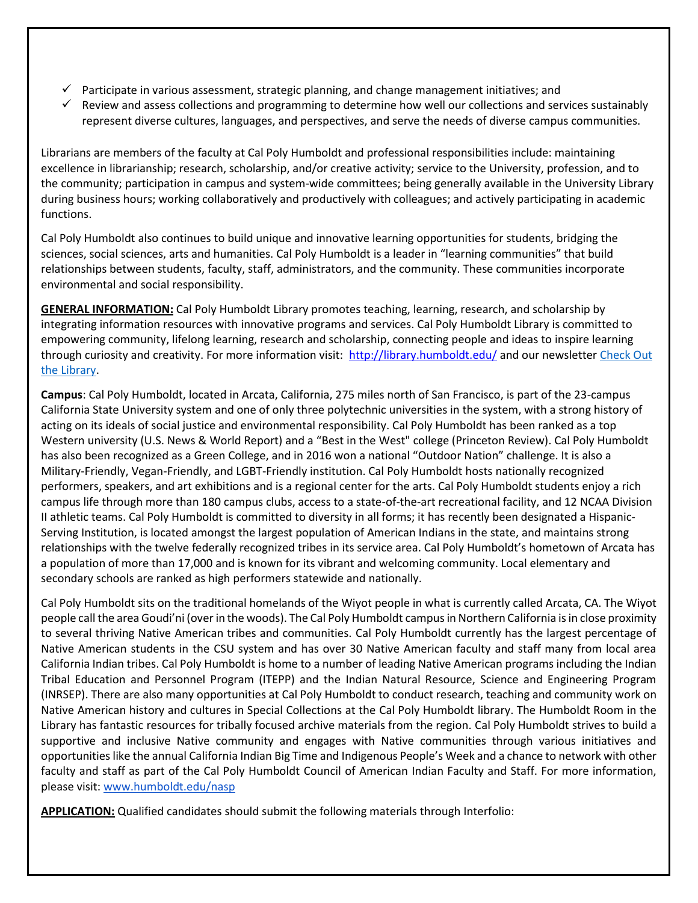- ✓ Participate in various assessment, strategic planning, and change management initiatives; and
- ✓ Review and assess collections and programming to determine how well our collections and services sustainably represent diverse cultures, languages, and perspectives, and serve the needs of diverse campus communities.

Librarians are members of the faculty at Cal Poly Humboldt and professional responsibilities include: maintaining excellence in librarianship; research, scholarship, and/or creative activity; service to the University, profession, and to the community; participation in campus and system-wide committees; being generally available in the University Library during business hours; working collaboratively and productively with colleagues; and actively participating in academic functions.

Cal Poly Humboldt also continues to build unique and innovative learning opportunities for students, bridging the sciences, social sciences, arts and humanities. Cal Poly Humboldt is a leader in "learning communities" that build relationships between students, faculty, staff, administrators, and the community. These communities incorporate environmental and social responsibility.

**GENERAL INFORMATION:** Cal Poly Humboldt Library promotes teaching, learning, research, and scholarship by integrating information resources with innovative programs and services. Cal Poly Humboldt Library is committed to empowering community, lifelong learning, research and scholarship, connecting people and ideas to inspire learning through curiosity and creativity. For more information visit: http://library.humboldt.edu/ and our newsletter Check Out the Library.

**Campus**: Cal Poly Humboldt, located in Arcata, California, 275 miles north of San Francisco, is part of the 23-campus California State University system and one of only three polytechnic universities in the system, with a strong history of acting on its ideals of social justice and environmental responsibility. Cal Poly Humboldt has been ranked as a top Western university (U.S. News & World Report) and a "Best in the West" college (Princeton Review). Cal Poly Humboldt has also been recognized as a Green College, and in 2016 won a national "Outdoor Nation" challenge. It is also a Military-Friendly, Vegan-Friendly, and LGBT-Friendly institution. Cal Poly Humboldt hosts nationally recognized performers, speakers, and art exhibitions and is a regional center for the arts. Cal Poly Humboldt students enjoy a rich campus life through more than 180 campus clubs, access to a state-of-the-art recreational facility, and 12 NCAA Division II athletic teams. Cal Poly Humboldt is committed to diversity in all forms; it has recently been designated a Hispanic-Serving Institution, is located amongst the largest population of American Indians in the state, and maintains strong relationships with the twelve federally recognized tribes in its service area. Cal Poly Humboldt's hometown of Arcata has a population of more than 17,000 and is known for its vibrant and welcoming community. Local elementary and secondary schools are ranked as high performers statewide and nationally.

Cal Poly Humboldt sits on the traditional homelands of the Wiyot people in what is currently called Arcata, CA. The Wiyot people call the area Goudi'ni (over in the woods). The Cal Poly Humboldt campus in Northern California is in close proximity to several thriving Native American tribes and communities. Cal Poly Humboldt currently has the largest percentage of Native American students in the CSU system and has over 30 Native American faculty and staff many from local area California Indian tribes. Cal Poly Humboldt is home to a number of leading Native American programs including the Indian Tribal Education and Personnel Program (ITEPP) and the Indian Natural Resource, Science and Engineering Program (INRSEP). There are also many opportunities at Cal Poly Humboldt to conduct research, teaching and community work on Native American history and cultures in Special Collections at the Cal Poly Humboldt library. The Humboldt Room in the Library has fantastic resources for tribally focused archive materials from the region. Cal Poly Humboldt strives to build a supportive and inclusive Native community and engages with Native communities through various initiatives and opportunities like the annual California Indian Big Time and Indigenous People's Week and a chance to network with other faculty and staff as part of the Cal Poly Humboldt Council of American Indian Faculty and Staff. For more information, please visit: www.humboldt.edu/nasp

**APPLICATION:** Qualified candidates should submit the following materials through Interfolio: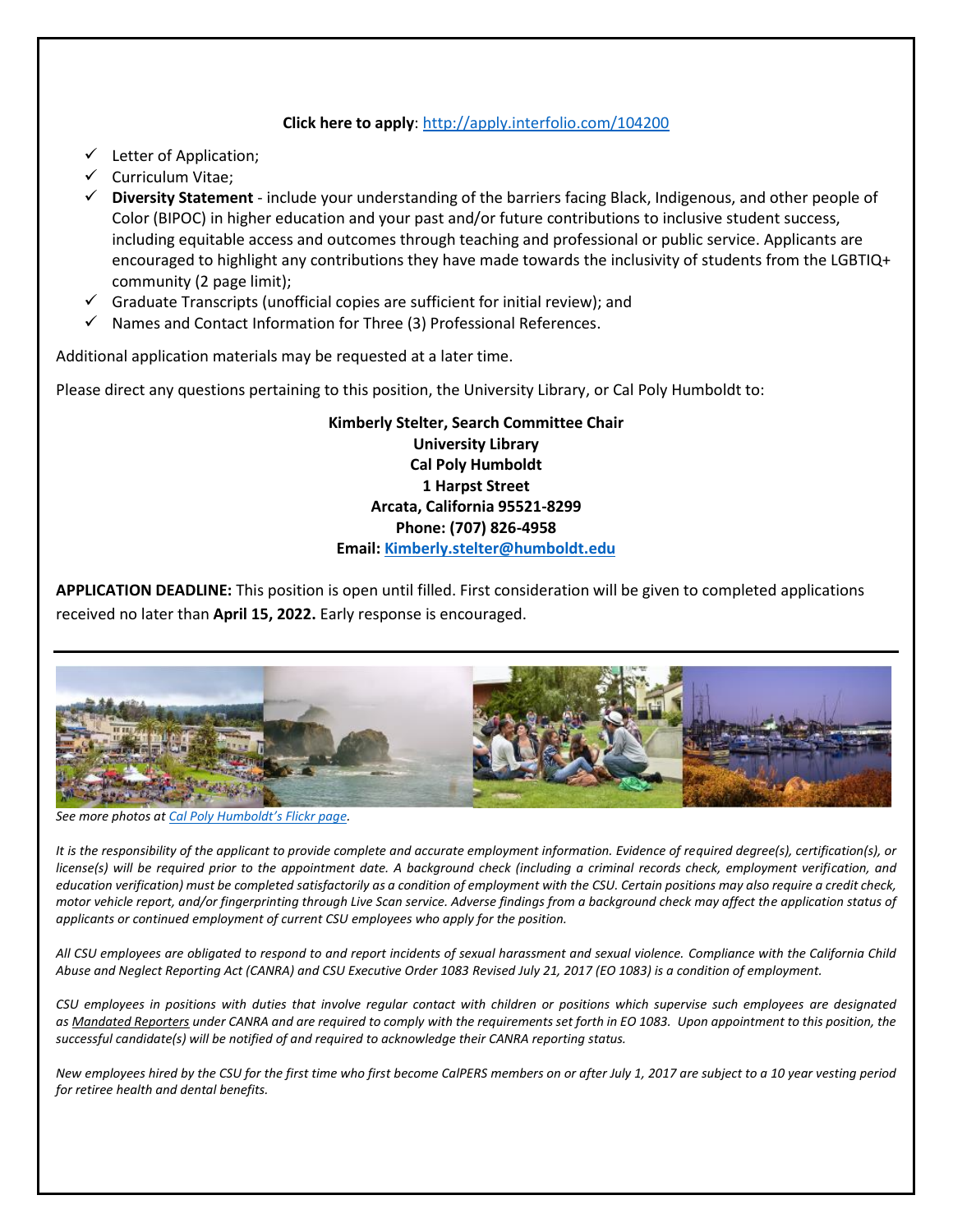**Click here to apply**: http://apply.interfolio.com/104200

- ✓ Letter of Application;
- ✓ Curriculum Vitae;
- ✓ **Diversity Statement** - include your understanding of the barriers facing Black, Indigenous, and other people of Color (BIPOC) in higher education and your past and/or future contributions to inclusive student success, including equitable access and outcomes through teaching and professional or public service. Applicants are encouraged to highlight any contributions they have made towards the inclusivity of students from the LGBTIQ+ community (2 page limit);
- ✓ Graduate Transcripts (unofficial copies are sufficient for initial review); and
- ✓ Names and Contact Information for Three (3) Professional References.

Additional application materials may be requested at a later time.

Please direct any questions pertaining to this position, the University Library, or Cal Poly Humboldt to:

**Kimberly Stelter, Search Committee Chair**
**University Library**
**Cal Poly Humboldt**
**1 Harpst Street**
**Arcata, California 95521-8299**
**Phone: (707) 826-4958**
**Email: Kimberly.stelter@humboldt.edu**

**APPLICATION DEADLINE:** This position is open until filled. First consideration will be given to completed applications received no later than **April 15, 2022.** Early response is encouraged.

*See more photos at Cal Poly Humboldt's Flickr page.*

*It is the responsibility of the applicant to provide complete and accurate employment information. Evidence of required degree(s), certification(s), or license(s) will be required prior to the appointment date. A background check (including a criminal records check, employment verification, and education verification) must be completed satisfactorily as a condition of employment with the CSU. Certain positions may also require a credit check, motor vehicle report, and/or fingerprinting through Live Scan service. Adverse findings from a background check may affect the application status of applicants or continued employment of current CSU employees who apply for the position.*

*All CSU employees are obligated to respond to and report incidents of sexual harassment and sexual violence. Compliance with the California Child Abuse and Neglect Reporting Act (CANRA) and CSU Executive Order 1083 Revised July 21, 2017 (EO 1083) is a condition of employment.*

*CSU employees in positions with duties that involve regular contact with children or positions which supervise such employees are designated as Mandated Reporters under CANRA and are required to comply with the requirements set forth in EO 1083. Upon appointment to this position, the successful candidate(s) will be notified of and required to acknowledge their CANRA reporting status.*

*New employees hired by the CSU for the first time who first become CalPERS members on or after July 1, 2017 are subject to a 10 year vesting period for retiree health and dental benefits.*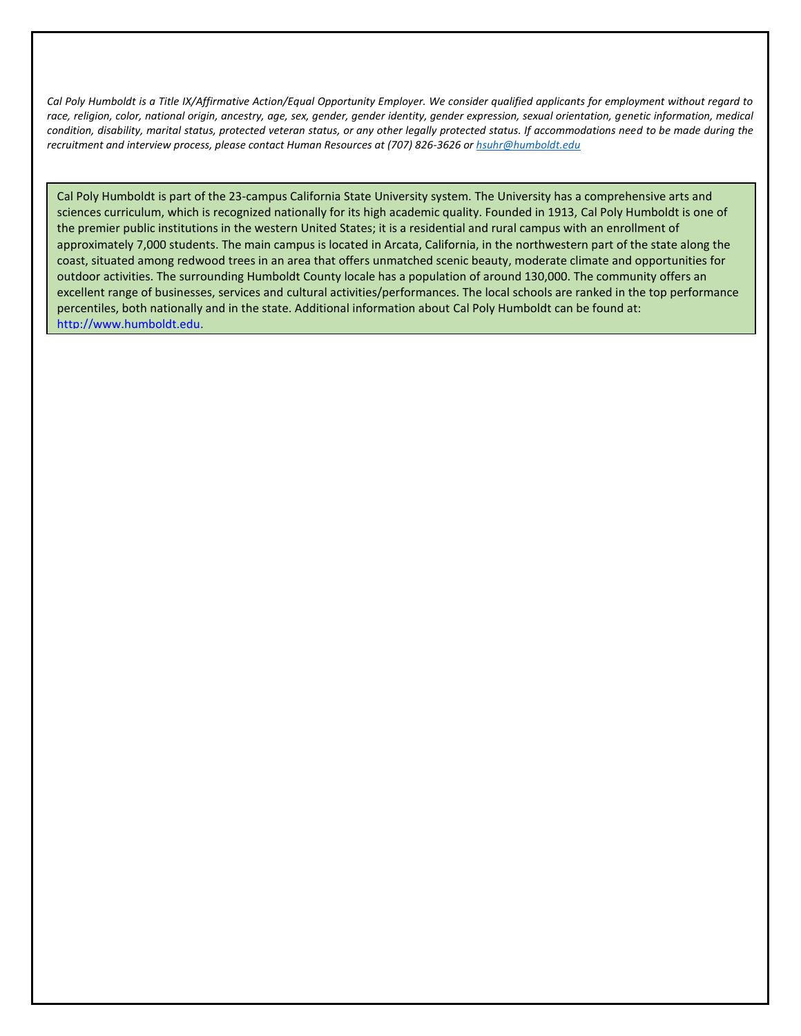*Cal Poly Humboldt is a Title IX/Affirmative Action/Equal Opportunity Employer. We consider qualified applicants for employment without regard to race, religion, color, national origin, ancestry, age, sex, gender, gender identity, gender expression, sexual orientation, genetic information, medical condition, disability, marital status, protected veteran status, or any other legally protected status. If accommodations need to be made during the recruitment and interview process, please contact Human Resources at (707) 826-3626 or hsuhr@humboldt.edu*

Cal Poly Humboldt is part of the 23-campus California State University system. The University has a comprehensive arts and sciences curriculum, which is recognized nationally for its high academic quality. Founded in 1913, Cal Poly Humboldt is one of the premier public institutions in the western United States; it is a residential and rural campus with an enrollment of approximately 7,000 students. The main campus is located in Arcata, California, in the northwestern part of the state along the coast, situated among redwood trees in an area that offers unmatched scenic beauty, moderate climate and opportunities for outdoor activities. The surrounding Humboldt County locale has a population of around 130,000. The community offers an excellent range of businesses, services and cultural activities/performances. The local schools are ranked in the top performance percentiles, both nationally and in the state. Additional information about Cal Poly Humboldt can be found at: http://www.humboldt.edu.